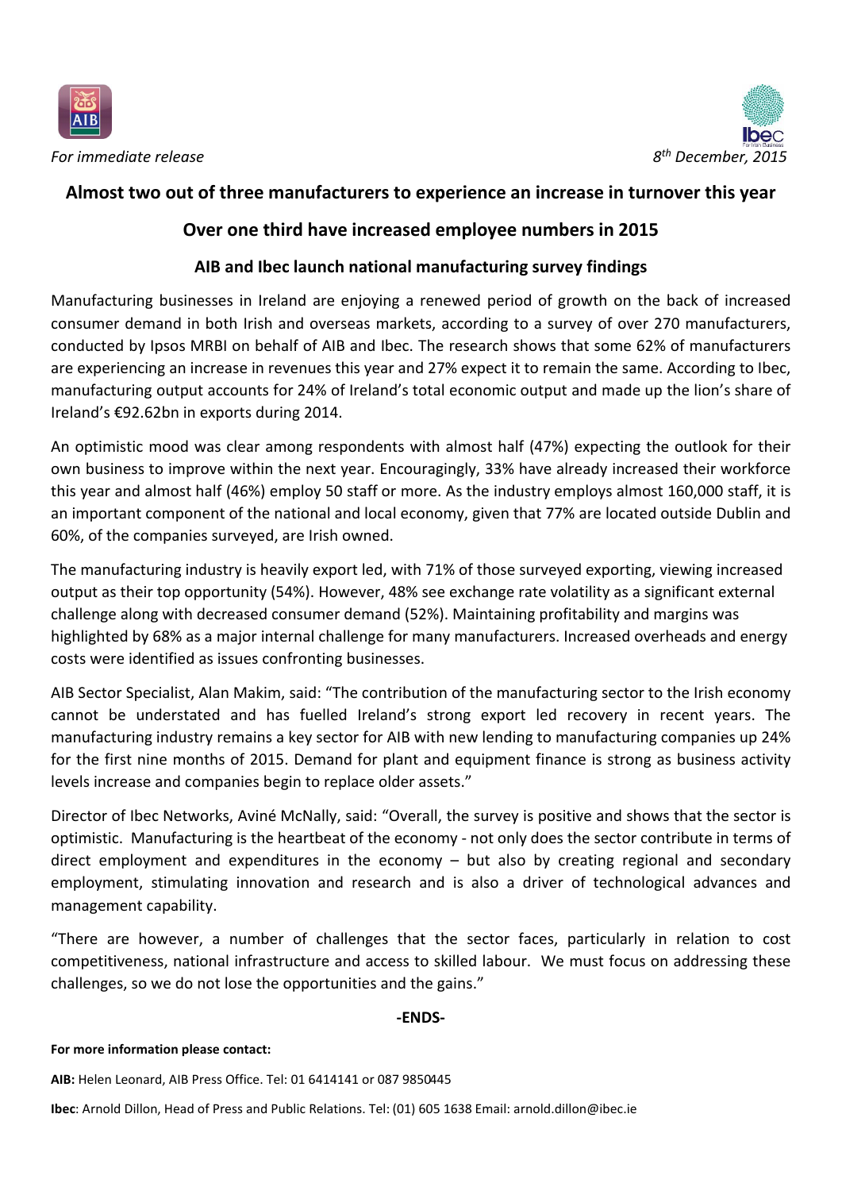*For immediate release*

*8th December, 2015*

## Almost two out of three manufacturers to experience an increase in turnover this year

## Over one third have increased employee numbers in 2015

## AIB and Ibec launch national manufacturing survey findings

Manufacturing businesses in Ireland are enjoying a renewed period of growth on the back of increased consumer demand in both Irish and overseas markets, according to a survey of over 270 manufacturers, conducted by Ipsos MRBI on behalf of AIB and Ibec. The research shows that some 62% of manufacturers are experiencing an increase in revenues this year and 27% expect it to remain the same. According to Ibec, manufacturing output accounts for 24% of Ireland's total economic output and made up the lion's share of Ireland's €92.62bn in exports during 2014.

An optimistic mood was clear among respondents with almost half (47%) expecting the outlook for their own business to improve within the next year. Encouragingly, 33% have already increased their workforce this year and almost half (46%) employ 50 staff or more. As the industry employs almost 160,000 staff, it is an important component of the national and local economy, given that 77% are located outside Dublin and 60%, of the companies surveyed, are Irish owned.

The manufacturing industry is heavily export led, with 71% of those surveyed exporting, viewing increased output as their top opportunity (54%). However, 48% see exchange rate volatility as a significant external challenge along with decreased consumer demand (52%). Maintaining profitability and margins was highlighted by 68% as a major internal challenge for many manufacturers. Increased overheads and energy costs were identified as issues confronting businesses.

AIB Sector Specialist, Alan Makim, said: "The contribution of the manufacturing sector to the Irish economy cannot be understated and has fuelled Ireland's strong export led recovery in recent years. The manufacturing industry remains a key sector for AIB with new lending to manufacturing companies up 24% for the first nine months of 2015. Demand for plant and equipment finance is strong as business activity levels increase and companies begin to replace older assets."

Director of Ibec Networks, Aviné McNally, said: "Overall, the survey is positive and shows that the sector is optimistic. Manufacturing is the heartbeat of the economy - not only does the sector contribute in terms of direct employment and expenditures in the economy – but also by creating regional and secondary employment, stimulating innovation and research and is also a driver of technological advances and management capability.

"There are however, a number of challenges that the sector faces, particularly in relation to cost competitiveness, national infrastructure and access to skilled labour. We must focus on addressing these challenges, so we do not lose the opportunities and the gains."

**-ENDS-**

**For more information please contact:**

**AIB:** Helen Leonard, AIB Press Office. Tel: 01 6414141 or 087 9850445

**Ibec**: Arnold Dillon, Head of Press and Public Relations. Tel: (01) 605 1638 Email: arnold.dillon@ibec.ie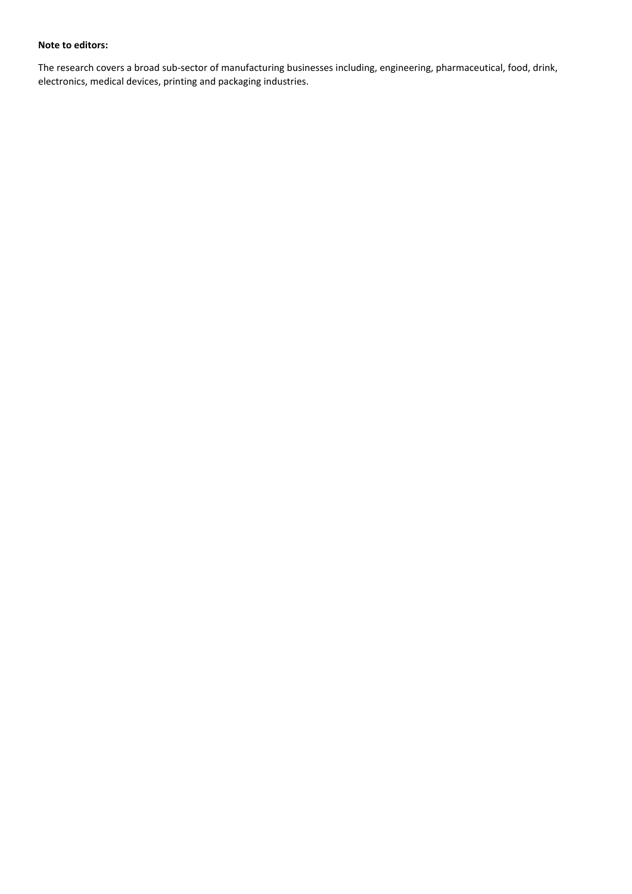**Note to editors:**

The research covers a broad sub-sector of manufacturing businesses including, engineering, pharmaceutical, food, drink, electronics, medical devices, printing and packaging industries.